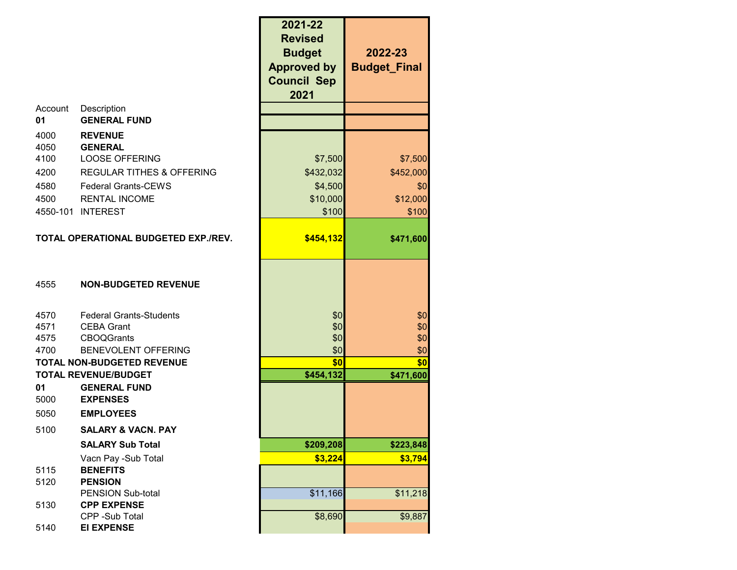| Account | Description | 2021-22 Revised Budget Approved by Council Sep 2021 | 2022-23 Budget_Final |
|---|---|---|---|
| 01 | **GENERAL FUND** | | |
| 4000 | **REVENUE** | | |
| 4050 | **GENERAL** | | |
| 4100 | LOOSE OFFERING | $7,500 | $7,500 |
| 4200 | REGULAR TITHES & OFFERING | $432,032 | $452,000 |
| 4580 | Federal Grants-CEWS | $4,500 | $0 |
| 4500 | RENTAL INCOME | $10,000 | $12,000 |
| 4550-101 | INTEREST | $100 | $100 |
| **TOTAL OPERATIONAL BUDGETED EXP./REV.** | | **$454,132** | **$471,600** |
| 4555 | **NON-BUDGETED REVENUE** | | |
| 4570 | Federal Grants-Students | $0 | $0 |
| 4571 | CEBA Grant | $0 | $0 |
| 4575 | CBOQGrants | $0 | $0 |
| 4700 | BENEVOLENT OFFERING | $0 | $0 |
| **TOTAL NON-BUDGETED REVENUE** | | **$0** | **$0** |
| **TOTAL REVENUE/BUDGET** | | **$454,132** | **$471,600** |
| 01 | **GENERAL FUND** | | |
| 5000 | **EXPENSES** | | |
| 5050 | **EMPLOYEES** | | |
| 5100 | **SALARY & VACN. PAY** | | |
| | **SALARY Sub Total** | **$209,208** | **$223,848** |
| | Vacn Pay -Sub Total | **$3,224** | **$3,794** |
| 5115 | **BENEFITS** | | |
| 5120 | **PENSION** | | |
| | PENSION Sub-total | $11,166 | $11,218 |
| 5130 | **CPP EXPENSE** | | |
| | CPP -Sub Total | $8,690 | $9,887 |
| 5140 | **EI EXPENSE** | | |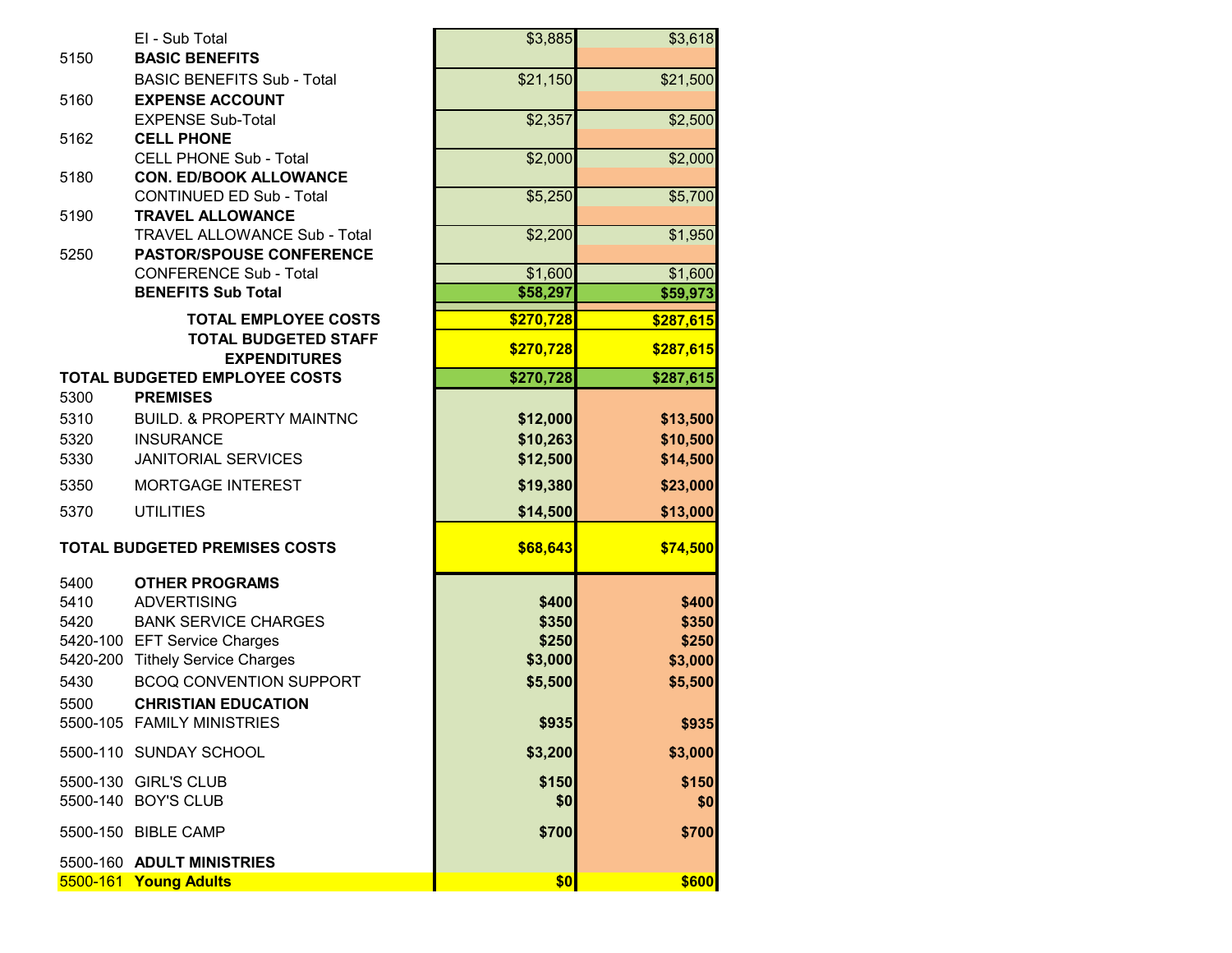| | | | |
|---|---|---|---|
| | EI - Sub Total | $3,885 | $3,618 |
| 5150 | **BASIC BENEFITS** | | |
| | BASIC BENEFITS Sub - Total | $21,150 | $21,500 |
| 5160 | **EXPENSE ACCOUNT** | | |
| | EXPENSE Sub-Total | $2,357 | $2,500 |
| 5162 | **CELL PHONE** | | |
| | CELL PHONE Sub - Total | $2,000 | $2,000 |
| 5180 | **CON. ED/BOOK ALLOWANCE** | | |
| | CONTINUED ED Sub - Total | $5,250 | $5,700 |
| 5190 | **TRAVEL ALLOWANCE** | | |
| | TRAVEL ALLOWANCE Sub - Total | $2,200 | $1,950 |
| 5250 | **PASTOR/SPOUSE CONFERENCE** | | |
| | CONFERENCE Sub - Total | $1,600 | $1,600 |
| | **BENEFITS Sub Total** | **$58,297** | **$59,973** |
| | **TOTAL EMPLOYEE COSTS** | **$270,728** | **$287,615** |
| | **TOTAL BUDGETED STAFF EXPENDITURES** | **$270,728** | **$287,615** |
| **TOTAL BUDGETED EMPLOYEE COSTS** | | **$270,728** | **$287,615** |
| 5300 | **PREMISES** | | |
| 5310 | BUILD. & PROPERTY MAINTNC | **$12,000** | **$13,500** |
| 5320 | INSURANCE | **$10,263** | **$10,500** |
| 5330 | JANITORIAL SERVICES | **$12,500** | **$14,500** |
| 5350 | MORTGAGE INTEREST | **$19,380** | **$23,000** |
| 5370 | UTILITIES | **$14,500** | **$13,000** |
| **TOTAL BUDGETED PREMISES COSTS** | | **$68,643** | **$74,500** |
| 5400 | **OTHER PROGRAMS** | | |
| 5410 | ADVERTISING | **$400** | **$400** |
| 5420 | BANK SERVICE CHARGES | **$350** | **$350** |
| 5420-100 | EFT Service Charges | **$250** | **$250** |
| 5420-200 | Tithely Service Charges | **$3,000** | **$3,000** |
| 5430 | BCOQ CONVENTION SUPPORT | **$5,500** | **$5,500** |
| 5500 | **CHRISTIAN EDUCATION** | | |
| 5500-105 | FAMILY MINISTRIES | **$935** | **$935** |
| 5500-110 | SUNDAY SCHOOL | **$3,200** | **$3,000** |
| 5500-130 | GIRL'S CLUB | **$150** | **$150** |
| 5500-140 | BOY'S CLUB | **$0** | **$0** |
| 5500-150 | BIBLE CAMP | **$700** | **$700** |
| 5500-160 | **ADULT MINISTRIES** | | |
| 5500-161 | **Young Adults** | **$0** | **$600** |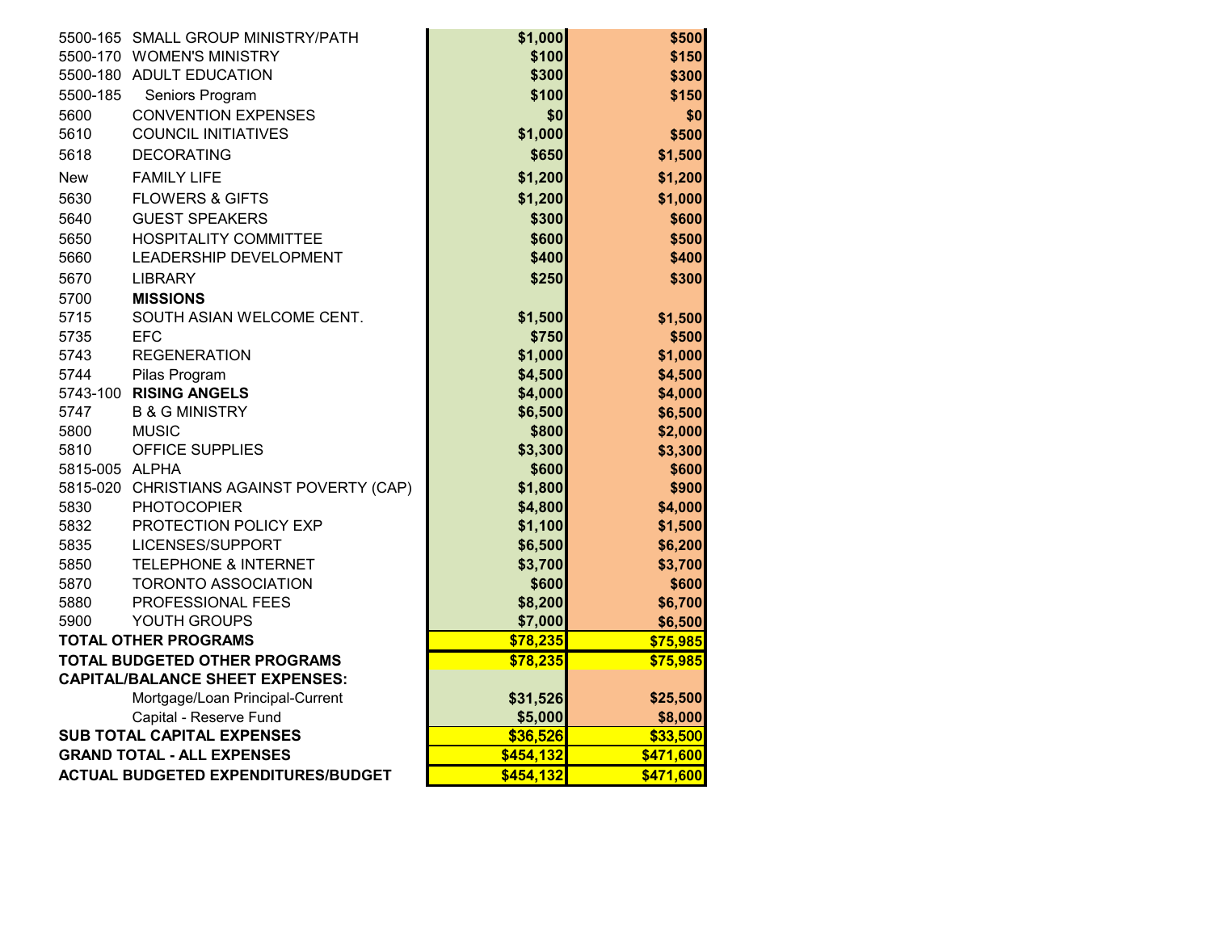| | | | |
|---|---|---|---|
| 5500-165 | SMALL GROUP MINISTRY/PATH | $1,000 | $500 |
| 5500-170 | WOMEN'S MINISTRY | $100 | $150 |
| 5500-180 | ADULT EDUCATION | $300 | $300 |
| 5500-185 | Seniors Program | $100 | $150 |
| 5600 | CONVENTION EXPENSES | $0 | $0 |
| 5610 | COUNCIL INITIATIVES | $1,000 | $500 |
| 5618 | DECORATING | $650 | $1,500 |
| New | FAMILY LIFE | $1,200 | $1,200 |
| 5630 | FLOWERS & GIFTS | $1,200 | $1,000 |
| 5640 | GUEST SPEAKERS | $300 | $600 |
| 5650 | HOSPITALITY COMMITTEE | $600 | $500 |
| 5660 | LEADERSHIP DEVELOPMENT | $400 | $400 |
| 5670 | LIBRARY | $250 | $300 |
| 5700 | **MISSIONS** | | |
| 5715 | SOUTH ASIAN WELCOME CENT. | $1,500 | $1,500 |
| 5735 | EFC | $750 | $500 |
| 5743 | REGENERATION | $1,000 | $1,000 |
| 5744 | Pilas Program | $4,500 | $4,500 |
| 5743-100 | **RISING ANGELS** | $4,000 | $4,000 |
| 5747 | B & G MINISTRY | $6,500 | $6,500 |
| 5800 | MUSIC | $800 | $2,000 |
| 5810 | OFFICE SUPPLIES | $3,300 | $3,300 |
| 5815-005 | ALPHA | $600 | $600 |
| 5815-020 | CHRISTIANS AGAINST POVERTY (CAP) | $1,800 | $900 |
| 5830 | PHOTOCOPIER | $4,800 | $4,000 |
| 5832 | PROTECTION POLICY EXP | $1,100 | $1,500 |
| 5835 | LICENSES/SUPPORT | $6,500 | $6,200 |
| 5850 | TELEPHONE & INTERNET | $3,700 | $3,700 |
| 5870 | TORONTO ASSOCIATION | $600 | $600 |
| 5880 | PROFESSIONAL FEES | $8,200 | $6,700 |
| 5900 | YOUTH GROUPS | $7,000 | $6,500 |
| **TOTAL OTHER PROGRAMS** | | **$78,235** | **$75,985** |
| **TOTAL BUDGETED OTHER PROGRAMS** | | **$78,235** | **$75,985** |
| **CAPITAL/BALANCE SHEET EXPENSES:** | | | |
| | Mortgage/Loan Principal-Current | $31,526 | $25,500 |
| | Capital - Reserve Fund | $5,000 | $8,000 |
| **SUB TOTAL CAPITAL EXPENSES** | | **$36,526** | **$33,500** |
| **GRAND TOTAL - ALL EXPENSES** | | **$454,132** | **$471,600** |
| **ACTUAL BUDGETED EXPENDITURES/BUDGET** | | **$454,132** | **$471,600** |